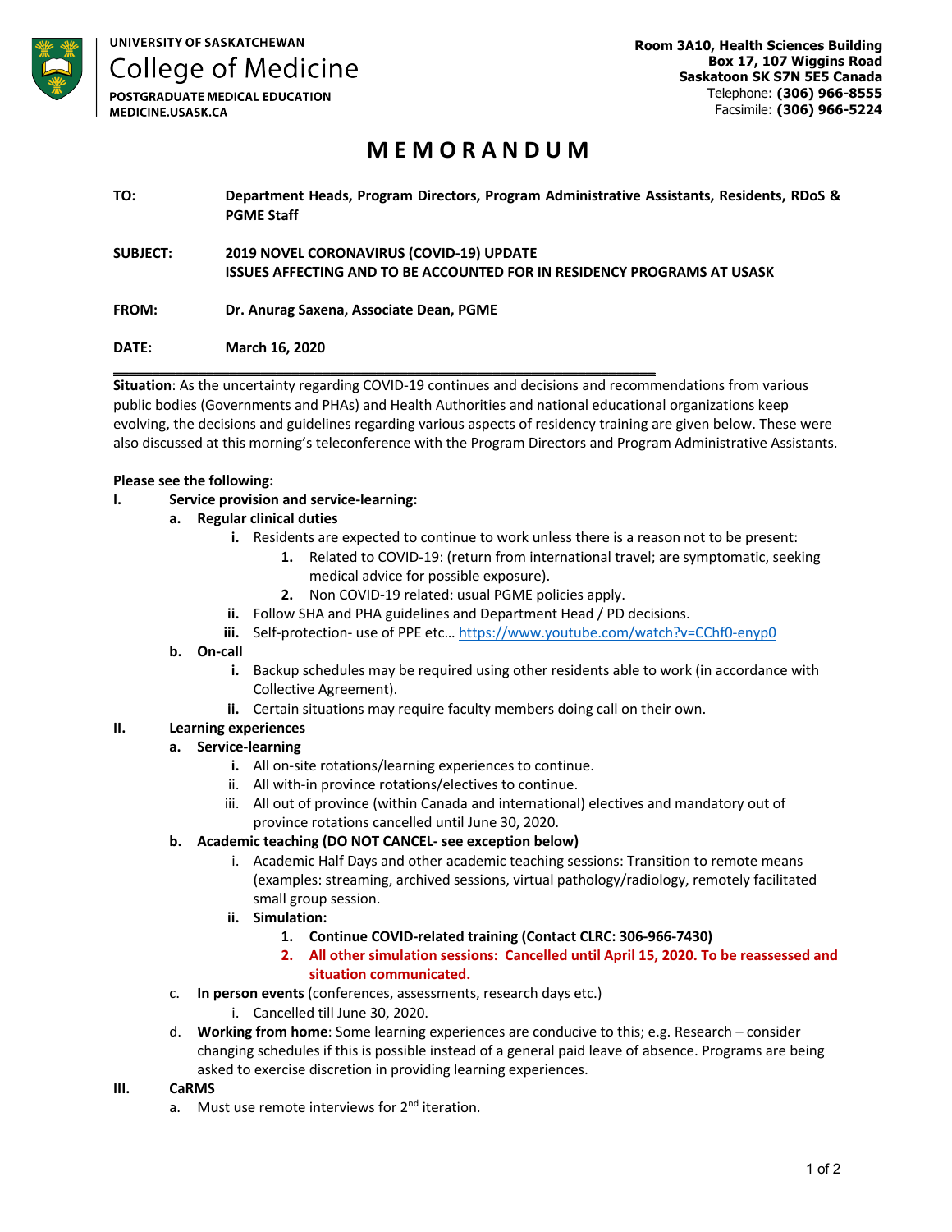**UNIVERSITY OF SASKATCHEWAN**
# College of Medicine
**POSTGRADUATE MEDICAL EDUCATION**
**MEDICINE.USASK.CA**

**Room 3A10, Health Sciences Building**
**Box 17, 107 Wiggins Road**
**Saskatoon SK S7N 5E5 Canada**
Telephone: **(306) 966-8555**
Facsimile: **(306) 966-5224**

# M E M O R A N D U M

| | |
|---|---|
| **TO:** | **Department Heads, Program Directors, Program Administrative Assistants, Residents, RDoS & PGME Staff** |
| **SUBJECT:** | **2019 NOVEL CORONAVIRUS (COVID-19) UPDATE**<br>**ISSUES AFFECTING AND TO BE ACCOUNTED FOR IN RESIDENCY PROGRAMS AT USASK** |
| **FROM:** | **Dr. Anurag Saxena, Associate Dean, PGME** |
| **DATE:** | **March 16, 2020** |

---

**Situation**: As the uncertainty regarding COVID-19 continues and decisions and recommendations from various public bodies (Governments and PHAs) and Health Authorities and national educational organizations keep evolving, the decisions and guidelines regarding various aspects of residency training are given below. These were also discussed at this morning's teleconference with the Program Directors and Program Administrative Assistants.

**Please see the following:**

**I. Service provision and service-learning:**
- **a. Regular clinical duties**
  - **i.** Residents are expected to continue to work unless there is a reason not to be present:
    - **1.** Related to COVID-19: (return from international travel; are symptomatic, seeking medical advice for possible exposure).
    - **2.** Non COVID-19 related: usual PGME policies apply.
  - **ii.** Follow SHA and PHA guidelines and Department Head / PD decisions.
  - **iii.** Self-protection- use of PPE etc… https://www.youtube.com/watch?v=CChf0-enyp0
- **b. On-call**
  - **i.** Backup schedules may be required using other residents able to work (in accordance with Collective Agreement).
  - **ii.** Certain situations may require faculty members doing call on their own.

**II. Learning experiences**
- **a. Service-learning**
  - **i.** All on-site rotations/learning experiences to continue.
  - ii. All with-in province rotations/electives to continue.
  - iii. All out of province (within Canada and international) electives and mandatory out of province rotations cancelled until June 30, 2020.
- **b. Academic teaching (DO NOT CANCEL- see exception below)**
  - i. Academic Half Days and other academic teaching sessions: Transition to remote means (examples: streaming, archived sessions, virtual pathology/radiology, remotely facilitated small group session.
  - **ii. Simulation:**
    - **1. Continue COVID-related training (Contact CLRC: 306-966-7430)**
    - **2. All other simulation sessions: Cancelled until April 15, 2020. To be reassessed and situation communicated.**
- c. **In person events** (conferences, assessments, research days etc.)
  - i. Cancelled till June 30, 2020.
- d. **Working from home**: Some learning experiences are conducive to this; e.g. Research – consider changing schedules if this is possible instead of a general paid leave of absence. Programs are being asked to exercise discretion in providing learning experiences.

**III. CaRMS**
- a. Must use remote interviews for 2nd iteration.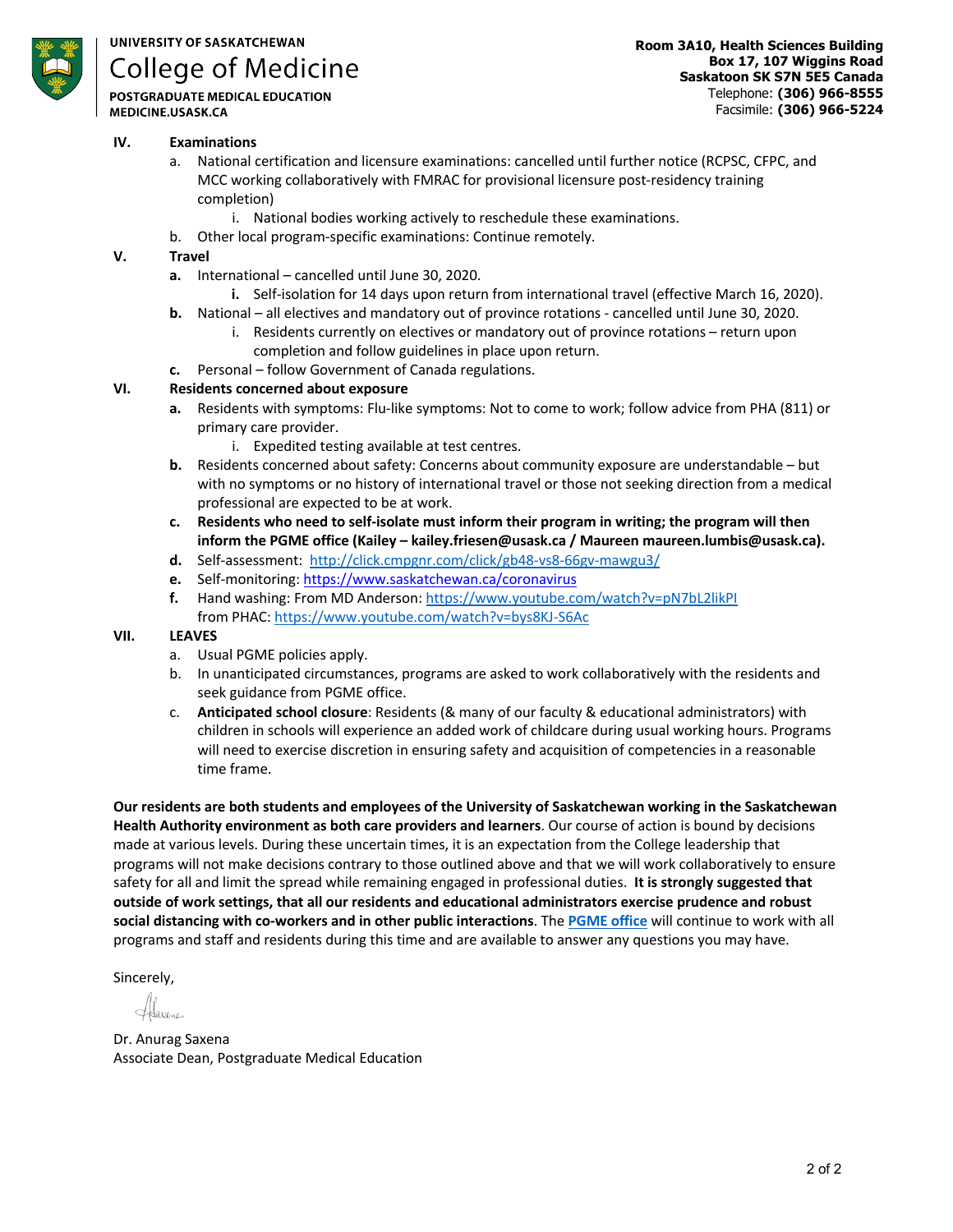**UNIVERSITY OF SASKATCHEWAN**
**College of Medicine**
**POSTGRADUATE MEDICAL EDUCATION**
**MEDICINE.USASK.CA**

**Room 3A10, Health Sciences Building**
**Box 17, 107 Wiggins Road**
**Saskatoon SK S7N 5E5 Canada**
Telephone: **(306) 966-8555**
Facsimile: **(306) 966-5224**

**IV. Examinations**

a. National certification and licensure examinations: cancelled until further notice (RCPSC, CFPC, and MCC working collaboratively with FMRAC for provisional licensure post-residency training completion)
   i. National bodies working actively to reschedule these examinations.

b. Other local program-specific examinations: Continue remotely.

**V. Travel**

**a.** International – cancelled until June 30, 2020.
   **i.** Self-isolation for 14 days upon return from international travel (effective March 16, 2020).

**b.** National – all electives and mandatory out of province rotations - cancelled until June 30, 2020.
   i. Residents currently on electives or mandatory out of province rotations – return upon completion and follow guidelines in place upon return.

**c.** Personal – follow Government of Canada regulations.

**VI. Residents concerned about exposure**

**a.** Residents with symptoms: Flu-like symptoms: Not to come to work; follow advice from PHA (811) or primary care provider.
   i. Expedited testing available at test centres.

**b.** Residents concerned about safety: Concerns about community exposure are understandable – but with no symptoms or no history of international travel or those not seeking direction from a medical professional are expected to be at work.

**c. Residents who need to self-isolate must inform their program in writing; the program will then inform the PGME office (Kailey – kailey.friesen@usask.ca / Maureen maureen.lumbis@usask.ca).**

**d.** Self-assessment: http://click.cmpgnr.com/click/gb48-vs8-66gv-mawgu3/

**e.** Self-monitoring: https://www.saskatchewan.ca/coronavirus

**f.** Hand washing: From MD Anderson: https://www.youtube.com/watch?v=pN7bL2likPI
from PHAC: https://www.youtube.com/watch?v=bys8KJ-S6Ac

**VII. LEAVES**

a. Usual PGME policies apply.

b. In unanticipated circumstances, programs are asked to work collaboratively with the residents and seek guidance from PGME office.

c. **Anticipated school closure**: Residents (& many of our faculty & educational administrators) with children in schools will experience an added work of childcare during usual working hours. Programs will need to exercise discretion in ensuring safety and acquisition of competencies in a reasonable time frame.

**Our residents are both students and employees of the University of Saskatchewan working in the Saskatchewan Health Authority environment as both care providers and learners**. Our course of action is bound by decisions made at various levels. During these uncertain times, it is an expectation from the College leadership that programs will not make decisions contrary to those outlined above and that we will work collaboratively to ensure safety for all and limit the spread while remaining engaged in professional duties. **It is strongly suggested that outside of work settings, that all our residents and educational administrators exercise prudence and robust social distancing with co-workers and in other public interactions**. The **PGME office** will continue to work with all programs and staff and residents during this time and are available to answer any questions you may have.

Sincerely,

Dr. Anurag Saxena
Associate Dean, Postgraduate Medical Education